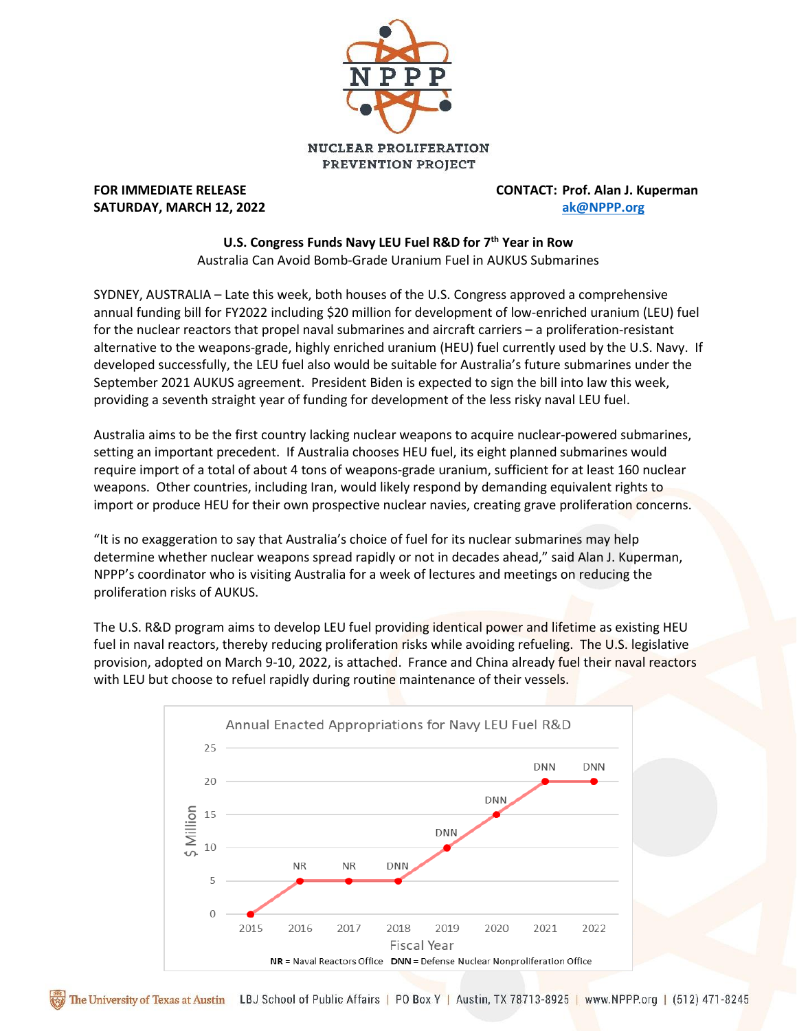NUCLEAR PROLIFERATION PREVENTION PROJECT

**FOR IMMEDIATE RELEASE**
**SATURDAY, MARCH 12, 2022**

**CONTACT: Prof. Alan J. Kuperman**
**ak@NPPP.org**

## U.S. Congress Funds Navy LEU Fuel R&D for 7th Year in Row

Australia Can Avoid Bomb-Grade Uranium Fuel in AUKUS Submarines

SYDNEY, AUSTRALIA – Late this week, both houses of the U.S. Congress approved a comprehensive annual funding bill for FY2022 including $20 million for development of low-enriched uranium (LEU) fuel for the nuclear reactors that propel naval submarines and aircraft carriers – a proliferation-resistant alternative to the weapons-grade, highly enriched uranium (HEU) fuel currently used by the U.S. Navy. If developed successfully, the LEU fuel also would be suitable for Australia's future submarines under the September 2021 AUKUS agreement. President Biden is expected to sign the bill into law this week, providing a seventh straight year of funding for development of the less risky naval LEU fuel.

Australia aims to be the first country lacking nuclear weapons to acquire nuclear-powered submarines, setting an important precedent. If Australia chooses HEU fuel, its eight planned submarines would require import of a total of about 4 tons of weapons-grade uranium, sufficient for at least 160 nuclear weapons. Other countries, including Iran, would likely respond by demanding equivalent rights to import or produce HEU for their own prospective nuclear navies, creating grave proliferation concerns.

"It is no exaggeration to say that Australia's choice of fuel for its nuclear submarines may help determine whether nuclear weapons spread rapidly or not in decades ahead," said Alan J. Kuperman, NPPP's coordinator who is visiting Australia for a week of lectures and meetings on reducing the proliferation risks of AUKUS.

The U.S. R&D program aims to develop LEU fuel providing identical power and lifetime as existing HEU fuel in naval reactors, thereby reducing proliferation risks while avoiding refueling. The U.S. legislative provision, adopted on March 9-10, 2022, is attached. France and China already fuel their naval reactors with LEU but choose to refuel rapidly during routine maintenance of their vessels.

**Annual Enacted Appropriations for Navy LEU Fuel R&D**

| Fiscal Year | $ Million | Office |
|---|---|---|
| 2015 | 0 | |
| 2016 | 5 | NR |
| 2017 | 5 | NR |
| 2018 | 5 | DNN |
| 2019 | 10 | DNN |
| 2020 | 15 | DNN |
| 2021 | 20 | DNN |
| 2022 | 20 | DNN |

**NR** = Naval Reactors Office **DNN** = Defense Nuclear Nonproliferation Office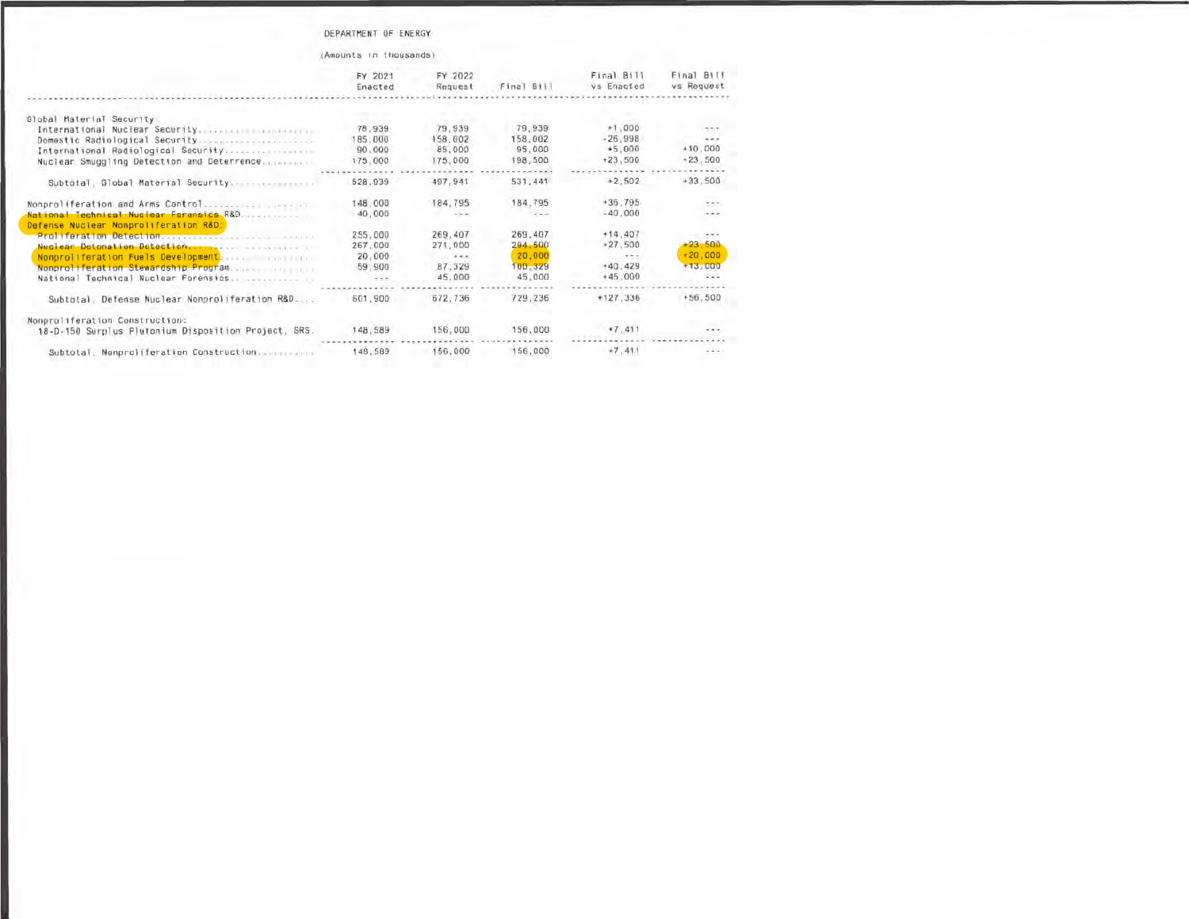DEPARTMENT OF ENERGY

(Amounts in thousands)

| | FY 2021 Enacted | FY 2022 Request | Final Bill | Final Bill vs Enacted | Final Bill vs Request |
|---|---|---|---|---|---|
| Global Material Security: | | | | | |
| International Nuclear Security | 78,939 | 79,939 | 79,939 | +1,000 | --- |
| Domestic Radiological Security | 185,000 | 158,002 | 158,002 | -26,998 | --- |
| International Radiological Security | 90,000 | 85,000 | 95,000 | +5,000 | +10,000 |
| Nuclear Smuggling Detection and Deterrence | 175,000 | 175,000 | 198,500 | +23,500 | +23,500 |
| Subtotal, Global Material Security | 528,939 | 497,941 | 531,441 | +2,502 | +33,500 |
| Nonproliferation and Arms Control | 148,000 | 184,795 | 184,795 | +36,795 | --- |
| National Technical Nuclear Forensics R&D | 40,000 | --- | --- | -40,000 | --- |
| Defense Nuclear Nonproliferation R&D: | | | | | |
| Proliferation Detection | 255,000 | 269,407 | 269,407 | +14,407 | --- |
| Nuclear Detonation Detection | 267,000 | 271,000 | 294,500 | +27,500 | +23,500 |
| Nonproliferation Fuels Development | 20,000 | --- | 20,000 | --- | +20,000 |
| Nonproliferation Stewardship Program | 59,900 | 87,329 | 100,329 | +40,429 | +13,000 |
| National Technical Nuclear Forensics | --- | 45,000 | 45,000 | +45,000 | --- |
| Subtotal, Defense Nuclear Nonproliferation R&D | 601,900 | 672,736 | 729,236 | +127,336 | +56,500 |
| Nonproliferation Construction: | | | | | |
| 18-D-150 Surplus Plutonium Disposition Project, SRS | 148,589 | 156,000 | 156,000 | +7,411 | --- |
| Subtotal, Nonproliferation Construction | 148,589 | 156,000 | 156,000 | +7,411 | --- |